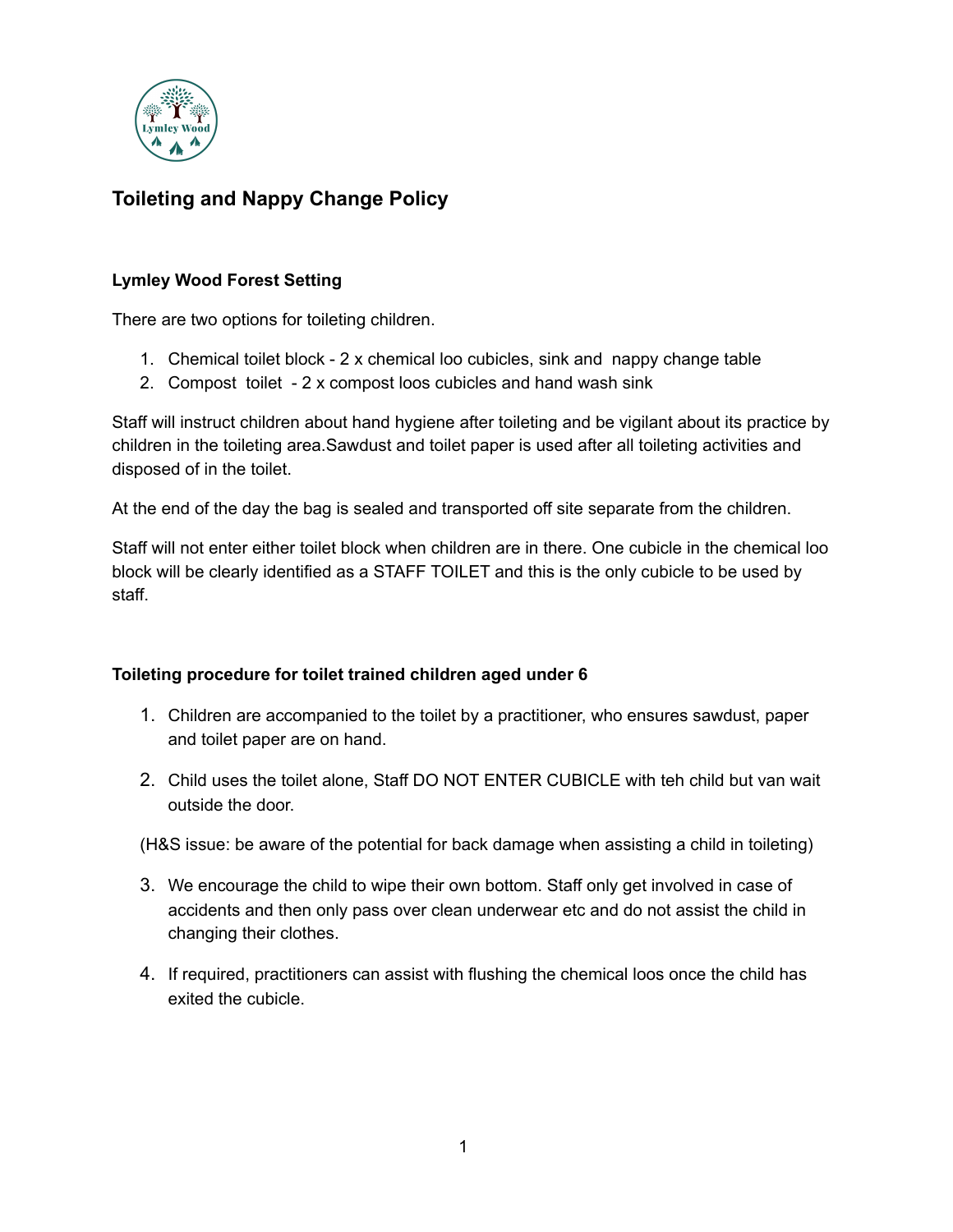## Toileting and Nappy Change Policy

### Lymley Wood Forest Setting

There are two options for toileting children.

1. Chemical toilet block - 2 x chemical loo cubicles, sink and nappy change table
2. Compost toilet - 2 x compost loos cubicles and hand wash sink

Staff will instruct children about hand hygiene after toileting and be vigilant about its practice by children in the toileting area.Sawdust and toilet paper is used after all toileting activities and disposed of in the toilet.

At the end of the day the bag is sealed and transported off site separate from the children.

Staff will not enter either toilet block when children are in there. One cubicle in the chemical loo block will be clearly identified as a STAFF TOILET and this is the only cubicle to be used by staff.

### Toileting procedure for toilet trained children aged under 6

1. Children are accompanied to the toilet by a practitioner, who ensures sawdust, paper and toilet paper are on hand.

2. Child uses the toilet alone, Staff DO NOT ENTER CUBICLE with teh child but van wait outside the door.

(H&S issue: be aware of the potential for back damage when assisting a child in toileting)

3. We encourage the child to wipe their own bottom. Staff only get involved in case of accidents and then only pass over clean underwear etc and do not assist the child in changing their clothes.

4. If required, practitioners can assist with flushing the chemical loos once the child has exited the cubicle.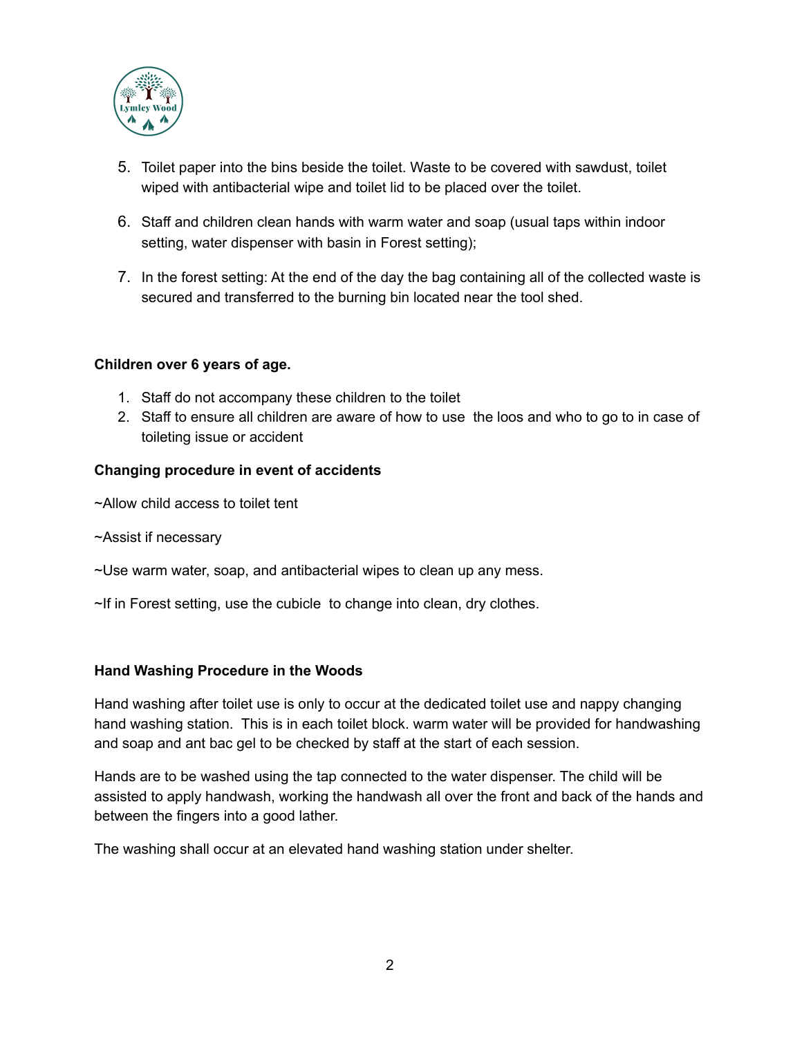5. Toilet paper into the bins beside the toilet. Waste to be covered with sawdust, toilet wiped with antibacterial wipe and toilet lid to be placed over the toilet.

6. Staff and children clean hands with warm water and soap (usual taps within indoor setting, water dispenser with basin in Forest setting);

7. In the forest setting: At the end of the day the bag containing all of the collected waste is secured and transferred to the burning bin located near the tool shed.

**Children over 6 years of age.**

1. Staff do not accompany these children to the toilet
2. Staff to ensure all children are aware of how to use the loos and who to go to in case of toileting issue or accident

**Changing procedure in event of accidents**

~Allow child access to toilet tent

~Assist if necessary

~Use warm water, soap, and antibacterial wipes to clean up any mess.

~If in Forest setting, use the cubicle to change into clean, dry clothes.

**Hand Washing Procedure in the Woods**

Hand washing after toilet use is only to occur at the dedicated toilet use and nappy changing hand washing station. This is in each toilet block. warm water will be provided for handwashing and soap and ant bac gel to be checked by staff at the start of each session.

Hands are to be washed using the tap connected to the water dispenser. The child will be assisted to apply handwash, working the handwash all over the front and back of the hands and between the fingers into a good lather.

The washing shall occur at an elevated hand washing station under shelter.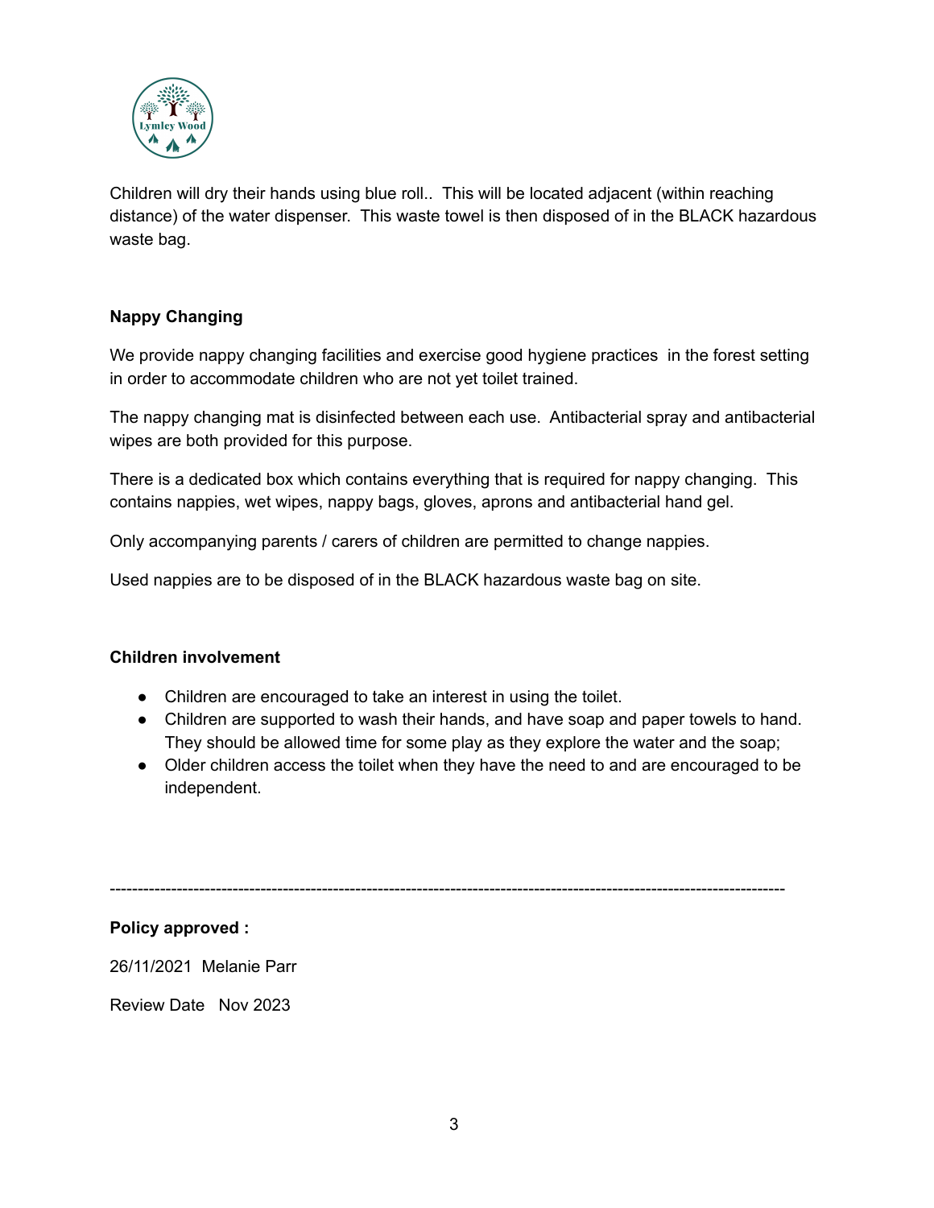Children will dry their hands using blue roll.. This will be located adjacent (within reaching distance) of the water dispenser. This waste towel is then disposed of in the BLACK hazardous waste bag.

**Nappy Changing**

We provide nappy changing facilities and exercise good hygiene practices in the forest setting in order to accommodate children who are not yet toilet trained.

The nappy changing mat is disinfected between each use. Antibacterial spray and antibacterial wipes are both provided for this purpose.

There is a dedicated box which contains everything that is required for nappy changing. This contains nappies, wet wipes, nappy bags, gloves, aprons and antibacterial hand gel.

Only accompanying parents / carers of children are permitted to change nappies.

Used nappies are to be disposed of in the BLACK hazardous waste bag on site.

**Children involvement**

- Children are encouraged to take an interest in using the toilet.
- Children are supported to wash their hands, and have soap and paper towels to hand. They should be allowed time for some play as they explore the water and the soap;
- Older children access the toilet when they have the need to and are encouraged to be independent.

---

**Policy approved :**

26/11/2021 Melanie Parr

Review Date Nov 2023